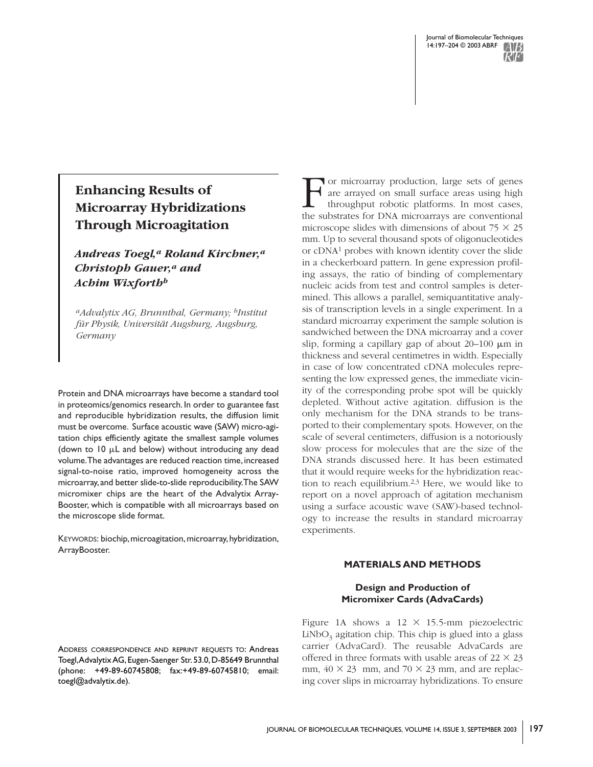# Enhancing Results of Microarray Hybridizations Through Microagitation

***Andreas Toegl,[a] Roland Kirchner,[a] Christoph Gauer,[a] and Achim Wixforth[b]***

*[a]Advalytix AG, Brunnthal, Germany; [b]Institut für Physik, Universität Augsburg, Augsburg, Germany*

Protein and DNA microarrays have become a standard tool in proteomics/genomics research. In order to guarantee fast and reproducible hybridization results, the diffusion limit must be overcome. Surface acoustic wave (SAW) micro-agitation chips efficiently agitate the smallest sample volumes (down to 10 µL and below) without introducing any dead volume. The advantages are reduced reaction time, increased signal-to-noise ratio, improved homogeneity across the microarray, and better slide-to-slide reproducibility. The SAW micromixer chips are the heart of the Advalytix Array-Booster, which is compatible with all microarrays based on the microscope slide format.

KEYWORDS: biochip, microagitation, microarray, hybridization, ArrayBooster.

ADDRESS CORRESPONDENCE AND REPRINT REQUESTS TO: Andreas Toegl, Advalytix AG, Eugen-Saenger Str. 53.0, D-85649 Brunnthal (phone: +49-89-60745808; fax: +49-89-60745810; email: toegl@advalytix.de).

For microarray production, large sets of genes are arrayed on small surface areas using high throughput robotic platforms. In most cases, the substrates for DNA microarrays are conventional microscope slides with dimensions of about 75 × 25 mm. Up to several thousand spots of oligonucleotides or cDNA[1] probes with known identity cover the slide in a checkerboard pattern. In gene expression profiling assays, the ratio of binding of complementary nucleic acids from test and control samples is determined. This allows a parallel, semiquantitative analysis of transcription levels in a single experiment. In a standard microarray experiment the sample solution is sandwiched between the DNA microarray and a cover slip, forming a capillary gap of about 20–100 µm in thickness and several centimetres in width. Especially in case of low concentrated cDNA molecules representing the low expressed genes, the immediate vicinity of the corresponding probe spot will be quickly depleted. Without active agitation. diffusion is the only mechanism for the DNA strands to be transported to their complementary spots. However, on the scale of several centimeters, diffusion is a notoriously slow process for molecules that are the size of the DNA strands discussed here. It has been estimated that it would require weeks for the hybridization reaction to reach equilibrium.[2,3] Here, we would like to report on a novel approach of agitation mechanism using a surface acoustic wave (SAW)-based technology to increase the results in standard microarray experiments.

## MATERIALS AND METHODS

### Design and Production of Micromixer Cards (AdvaCards)

Figure 1A shows a 12 × 15.5-mm piezoelectric $LiNbO_3$ agitation chip. This chip is glued into a glass carrier (AdvaCard). The reusable AdvaCards are offered in three formats with usable areas of 22 × 23 mm, 40 × 23 mm, and 70 × 23 mm, and are replacing cover slips in microarray hybridizations. To ensure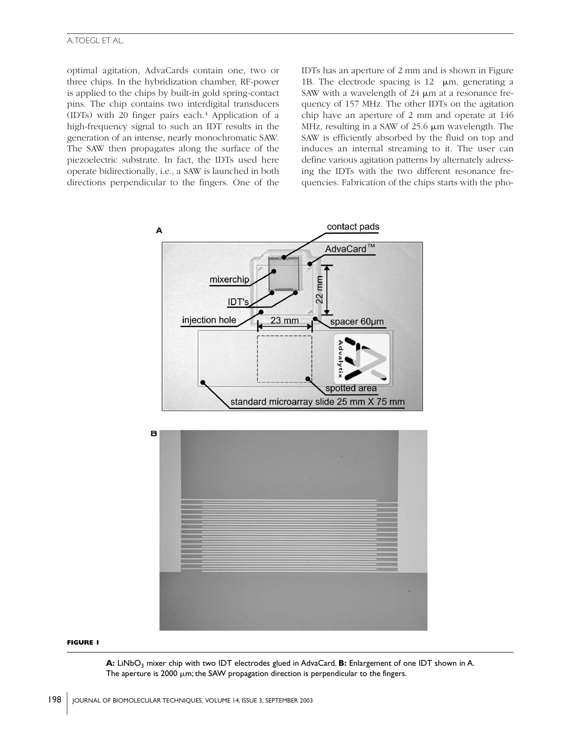optimal agitation, AdvaCards contain one, two or three chips. In the hybridization chamber, RF-power is applied to the chips by built-in gold spring-contact pins. The chip contains two interdigital transducers (IDTs) with 20 finger pairs each.[4] Application of a high-frequency signal to such an IDT results in the generation of an intense, nearly monochromatic SAW. The SAW then propagates along the surface of the piezoelectric substrate. In fact, the IDTs used here operate bidirectionally, i.e., a SAW is launched in both directions perpendicular to the fingers. One of the IDTs has an aperture of 2 mm and is shown in Figure 1B. The electrode spacing is 12 μm, generating a SAW with a wavelength of 24 μm at a resonance frequency of 157 MHz. The other IDTs on the agitation chip have an aperture of 2 mm and operate at 146 MHz, resulting in a SAW of 25.6 μm wavelength. The SAW is efficiently absorbed by the fluid on top and induces an internal streaming to it. The user can define various agitation patterns by alternately adressing the IDTs with the two different resonance frequencies. Fabrication of the chips starts with the pho-

**FIGURE 1**

**A:** $LiNbO_3$ mixer chip with two IDT electrodes glued in AdvaCard. **B:** Enlargement of one IDT shown in A. The aperture is 2000 μm; the SAW propagation direction is perpendicular to the fingers.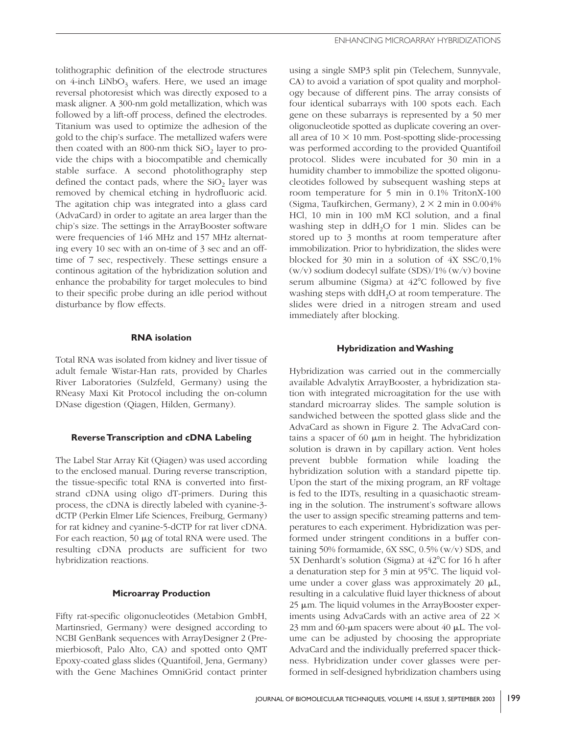tolithographic definition of the electrode structures on 4-inch $LiNbO_3$ wafers. Here, we used an image reversal photoresist which was directly exposed to a mask aligner. A 300-nm gold metallization, which was followed by a lift-off process, defined the electrodes. Titanium was used to optimize the adhesion of the gold to the chip's surface. The metallized wafers were then coated with an 800-nm thick $SiO_2$ layer to provide the chips with a biocompatible and chemically stable surface. A second photolithography step defined the contact pads, where the $SiO_2$ layer was removed by chemical etching in hydrofluoric acid. The agitation chip was integrated into a glass card (AdvaCard) in order to agitate an area larger than the chip's size. The settings in the ArrayBooster software were frequencies of 146 MHz and 157 MHz alternating every 10 sec with an on-time of 3 sec and an off-time of 7 sec, respectively. These settings ensure a continous agitation of the hybridization solution and enhance the probability for target molecules to bind to their specific probe during an idle period without disturbance by flow effects.

### RNA isolation

Total RNA was isolated from kidney and liver tissue of adult female Wistar-Han rats, provided by Charles River Laboratories (Sulzfeld, Germany) using the RNeasy Maxi Kit Protocol including the on-column DNase digestion (Qiagen, Hilden, Germany).

### Reverse Transcription and cDNA Labeling

The Label Star Array Kit (Qiagen) was used according to the enclosed manual. During reverse transcription, the tissue-specific total RNA is converted into first-strand cDNA using oligo dT-primers. During this process, the cDNA is directly labeled with cyanine-3-dCTP (Perkin Elmer Life Sciences, Freiburg, Germany) for rat kidney and cyanine-5-dCTP for rat liver cDNA. For each reaction, 50 μg of total RNA were used. The resulting cDNA products are sufficient for two hybridization reactions.

### Microarray Production

Fifty rat-specific oligonucleotides (Metabion GmbH, Martinsried, Germany) were designed according to NCBI GenBank sequences with ArrayDesigner 2 (Premierbiosoft, Palo Alto, CA) and spotted onto QMT Epoxy-coated glass slides (Quantifoil, Jena, Germany) with the Gene Machines OmniGrid contact printer using a single SMP3 split pin (Telechem, Sunnyvale, CA) to avoid a variation of spot quality and morphology because of different pins. The array consists of four identical subarrays with 100 spots each. Each gene on these subarrays is represented by a 50 mer oligonucleotide spotted as duplicate covering an overall area of $10 \times 10$ mm. Post-spotting slide-processing was performed according to the provided Quantifoil protocol. Slides were incubated for 30 min in a humidity chamber to immobilize the spotted oligonucleotides followed by subsequent washing steps at room temperature for 5 min in 0.1% TritonX-100 (Sigma, Taufkirchen, Germany), $2 \times 2$ min in 0.004% HCl, 10 min in 100 mM KCl solution, and a final washing step in $ddH_2O$ for 1 min. Slides can be stored up to 3 months at room temperature after immobilization. Prior to hybridization, the slides were blocked for 30 min in a solution of 4X SSC/0,1% (w/v) sodium dodecyl sulfate (SDS)/1% (w/v) bovine serum albumine (Sigma) at 42°C followed by five washing steps with $ddH_2O$ at room temperature. The slides were dried in a nitrogen stream and used immediately after blocking.

### Hybridization and Washing

Hybridization was carried out in the commercially available Advalytix ArrayBooster, a hybridization station with integrated microagitation for the use with standard microarray slides. The sample solution is sandwiched between the spotted glass slide and the AdvaCard as shown in Figure 2. The AdvaCard contains a spacer of 60 μm in height. The hybridization solution is drawn in by capillary action. Vent holes prevent bubble formation while loading the hybridization solution with a standard pipette tip. Upon the start of the mixing program, an RF voltage is fed to the IDTs, resulting in a quasichaotic streaming in the solution. The instrument's software allows the user to assign specific streaming patterns and temperatures to each experiment. Hybridization was performed under stringent conditions in a buffer containing 50% formamide, 6X SSC, 0.5% (w/v) SDS, and 5X Denhardt's solution (Sigma) at 42°C for 16 h after a denaturation step for 3 min at 95°C. The liquid volume under a cover glass was approximately 20 μL, resulting in a calculative fluid layer thickness of about 25 μm. The liquid volumes in the ArrayBooster experiments using AdvaCards with an active area of $22 \times 23$ mm and 60-μm spacers were about 40 μL. The volume can be adjusted by choosing the appropriate AdvaCard and the individually preferred spacer thickness. Hybridization under cover glasses were performed in self-designed hybridization chambers using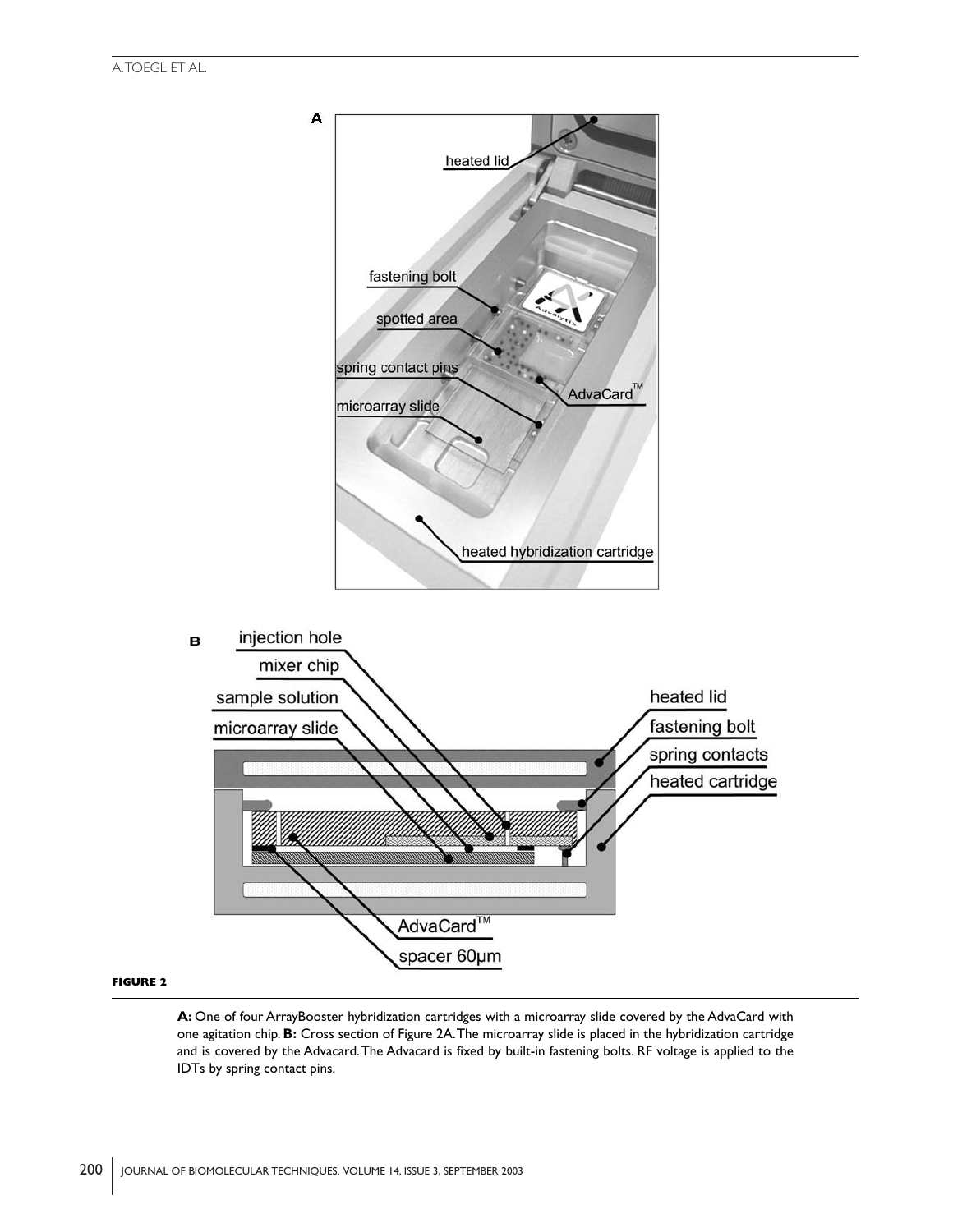**FIGURE 2**

**A:** One of four ArrayBooster hybridization cartridges with a microarray slide covered by the AdvaCard with one agitation chip. **B:** Cross section of Figure 2A. The microarray slide is placed in the hybridization cartridge and is covered by the Advacard. The Advacard is fixed by built-in fastening bolts. RF voltage is applied to the IDTs by spring contact pins.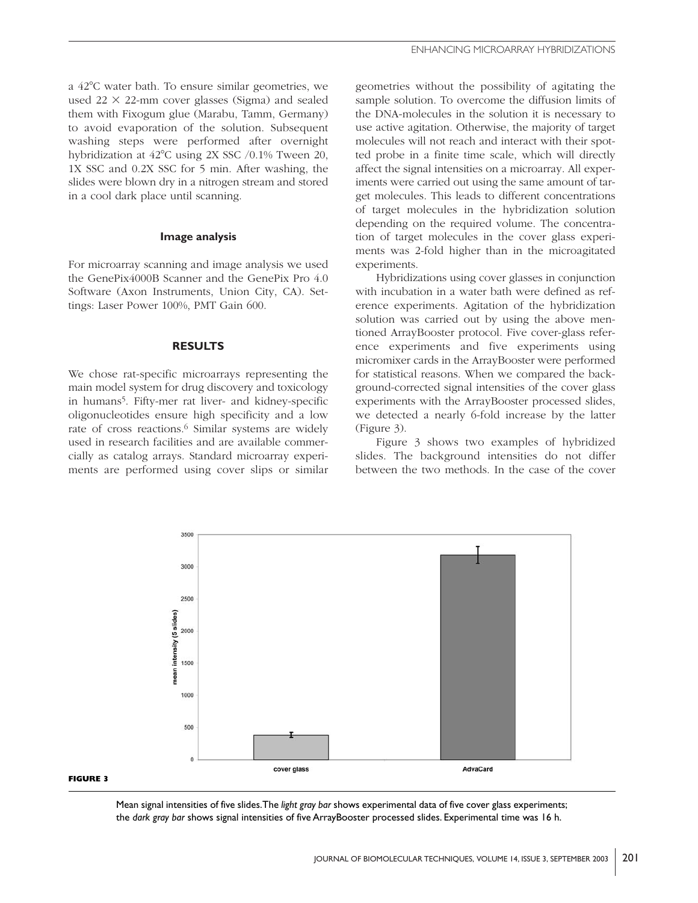a 42°C water bath. To ensure similar geometries, we used 22 × 22-mm cover glasses (Sigma) and sealed them with Fixogum glue (Marabu, Tamm, Germany) to avoid evaporation of the solution. Subsequent washing steps were performed after overnight hybridization at 42°C using 2X SSC /0.1% Tween 20, 1X SSC and 0.2X SSC for 5 min. After washing, the slides were blown dry in a nitrogen stream and stored in a cool dark place until scanning.

#### Image analysis

For microarray scanning and image analysis we used the GenePix4000B Scanner and the GenePix Pro 4.0 Software (Axon Instruments, Union City, CA). Settings: Laser Power 100%, PMT Gain 600.

### RESULTS

We chose rat-specific microarrays representing the main model system for drug discovery and toxicology in humans[5]. Fifty-mer rat liver- and kidney-specific oligonucleotides ensure high specificity and a low rate of cross reactions.[6] Similar systems are widely used in research facilities and are available commercially as catalog arrays. Standard microarray experiments are performed using cover slips or similar geometries without the possibility of agitating the sample solution. To overcome the diffusion limits of the DNA-molecules in the solution it is necessary to use active agitation. Otherwise, the majority of target molecules will not reach and interact with their spotted probe in a finite time scale, which will directly affect the signal intensities on a microarray. All experiments were carried out using the same amount of target molecules. This leads to different concentrations of target molecules in the hybridization solution depending on the required volume. The concentration of target molecules in the cover glass experiments was 2-fold higher than in the microagitated experiments.

Hybridizations using cover glasses in conjunction with incubation in a water bath were defined as reference experiments. Agitation of the hybridization solution was carried out by using the above mentioned ArrayBooster protocol. Five cover-glass reference experiments and five experiments using micromixer cards in the ArrayBooster were performed for statistical reasons. When we compared the background-corrected signal intensities of the cover glass experiments with the ArrayBooster processed slides, we detected a nearly 6-fold increase by the latter (Figure 3).

Figure 3 shows two examples of hybridized slides. The background intensities do not differ between the two methods. In the case of the cover

**FIGURE 3**

Mean signal intensities of five slides. The *light gray bar* shows experimental data of five cover glass experiments; the *dark gray bar* shows signal intensities of five ArrayBooster processed slides. Experimental time was 16 h.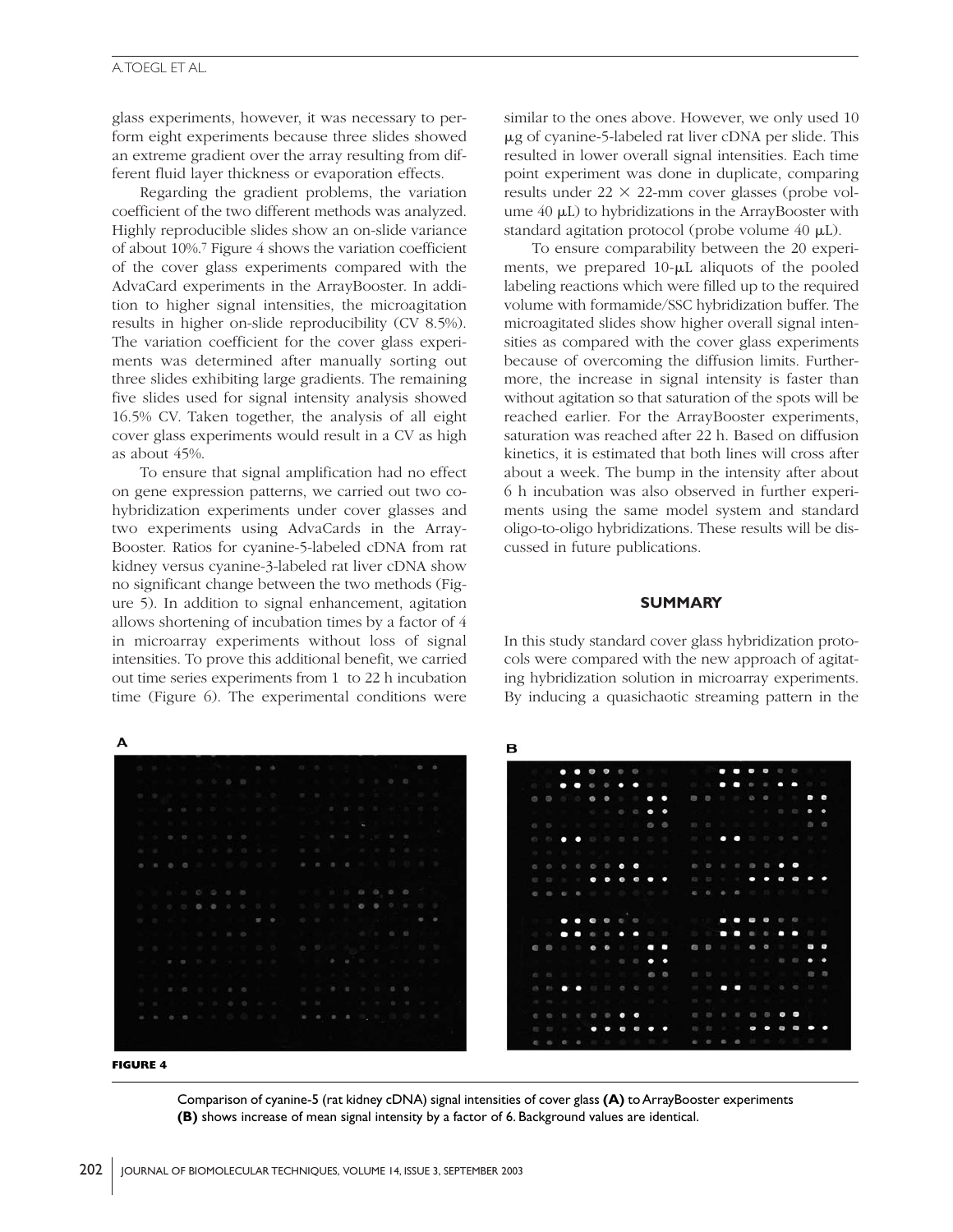glass experiments, however, it was necessary to perform eight experiments because three slides showed an extreme gradient over the array resulting from different fluid layer thickness or evaporation effects.

Regarding the gradient problems, the variation coefficient of the two different methods was analyzed. Highly reproducible slides show an on-slide variance of about 10%.[7] Figure 4 shows the variation coefficient of the cover glass experiments compared with the AdvaCard experiments in the ArrayBooster. In addition to higher signal intensities, the microagitation results in higher on-slide reproducibility (CV 8.5%). The variation coefficient for the cover glass experiments was determined after manually sorting out three slides exhibiting large gradients. The remaining five slides used for signal intensity analysis showed 16.5% CV. Taken together, the analysis of all eight cover glass experiments would result in a CV as high as about 45%.

To ensure that signal amplification had no effect on gene expression patterns, we carried out two cohybridization experiments under cover glasses and two experiments using AdvaCards in the ArrayBooster. Ratios for cyanine-5-labeled cDNA from rat kidney versus cyanine-3-labeled rat liver cDNA show no significant change between the two methods (Figure 5). In addition to signal enhancement, agitation allows shortening of incubation times by a factor of 4 in microarray experiments without loss of signal intensities. To prove this additional benefit, we carried out time series experiments from 1 to 22 h incubation time (Figure 6). The experimental conditions were similar to the ones above. However, we only used 10 μg of cyanine-5-labeled rat liver cDNA per slide. This resulted in lower overall signal intensities. Each time point experiment was done in duplicate, comparing results under 22 × 22-mm cover glasses (probe volume 40 μL) to hybridizations in the ArrayBooster with standard agitation protocol (probe volume 40 μL).

To ensure comparability between the 20 experiments, we prepared 10-μL aliquots of the pooled labeling reactions which were filled up to the required volume with formamide/SSC hybridization buffer. The microagitated slides show higher overall signal intensities as compared with the cover glass experiments because of overcoming the diffusion limits. Furthermore, the increase in signal intensity is faster than without agitation so that saturation of the spots will be reached earlier. For the ArrayBooster experiments, saturation was reached after 22 h. Based on diffusion kinetics, it is estimated that both lines will cross after about a week. The bump in the intensity after about 6 h incubation was also observed in further experiments using the same model system and standard oligo-to-oligo hybridizations. These results will be discussed in future publications.

## SUMMARY

In this study standard cover glass hybridization protocols were compared with the new approach of agitating hybridization solution in microarray experiments. By inducing a quasichaotic streaming pattern in the

**FIGURE 4**

Comparison of cyanine-5 (rat kidney cDNA) signal intensities of cover glass **(A)** to ArrayBooster experiments **(B)** shows increase of mean signal intensity by a factor of 6. Background values are identical.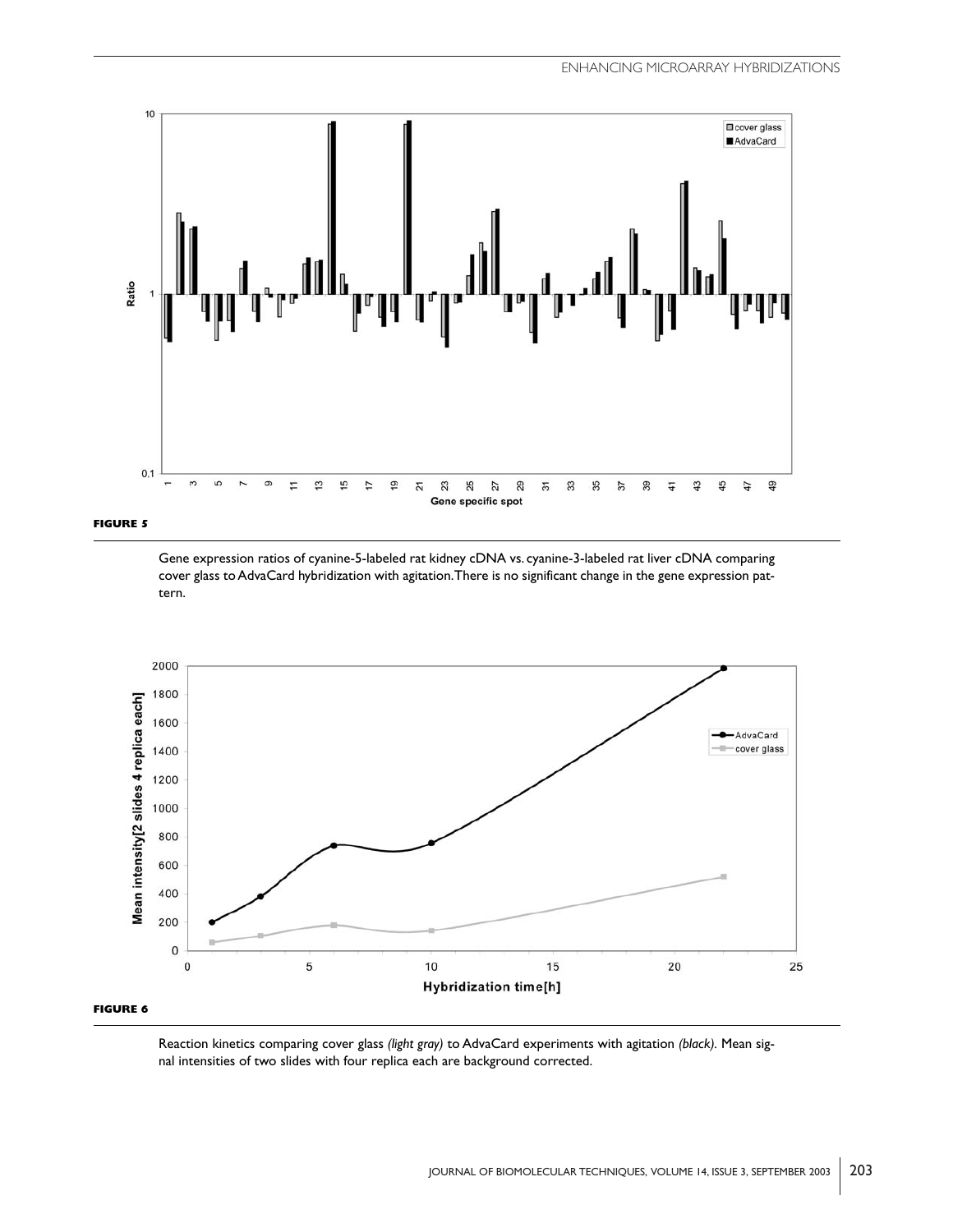**FIGURE 5**

Gene expression ratios of cyanine-5-labeled rat kidney cDNA vs. cyanine-3-labeled rat liver cDNA comparing cover glass to AdvaCard hybridization with agitation. There is no significant change in the gene expression pattern.

**FIGURE 6**

Reaction kinetics comparing cover glass *(light gray)* to AdvaCard experiments with agitation *(black)*. Mean signal intensities of two slides with four replica each are background corrected.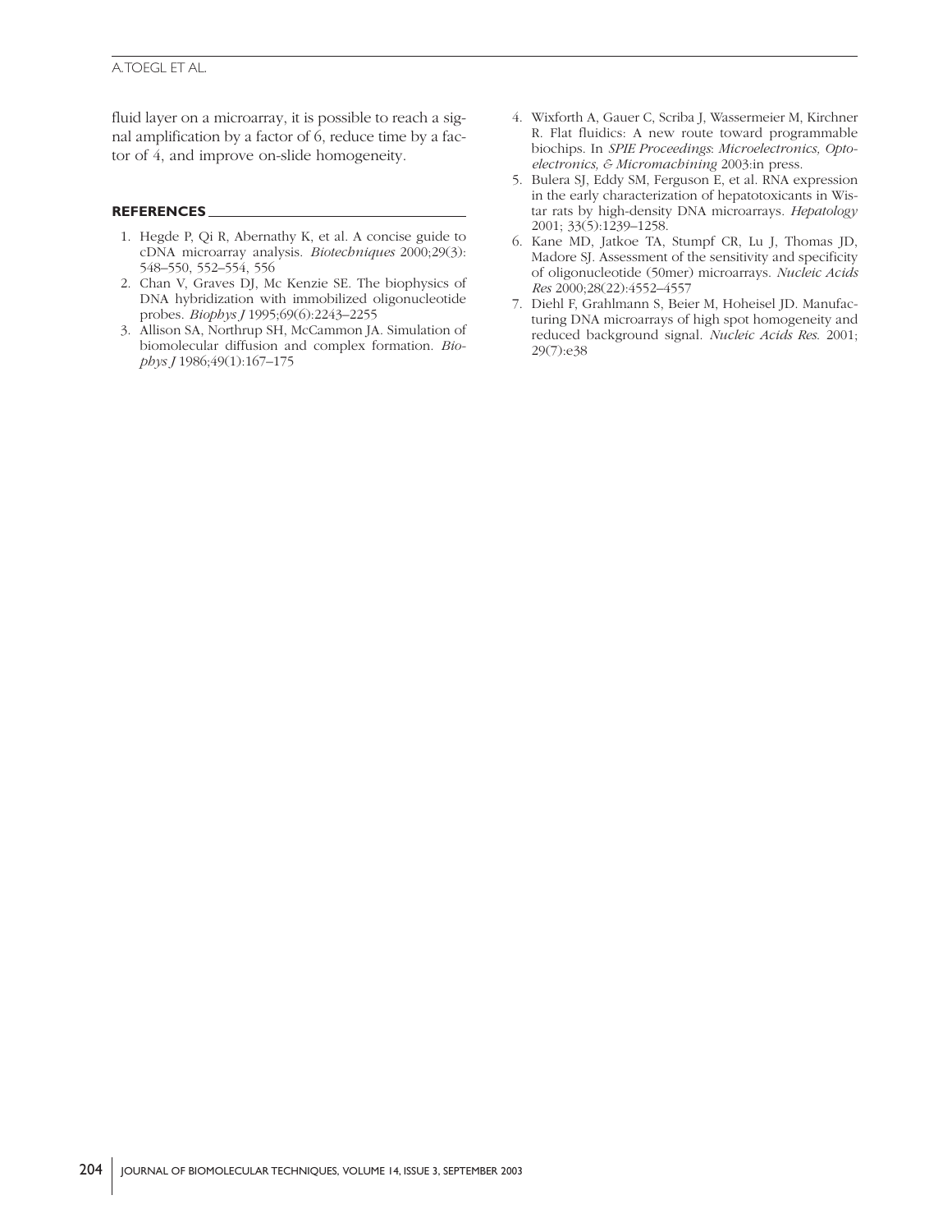fluid layer on a microarray, it is possible to reach a signal amplification by a factor of 6, reduce time by a factor of 4, and improve on-slide homogeneity.

## REFERENCES

1. Hegde P, Qi R, Abernathy K, et al. A concise guide to cDNA microarray analysis. *Biotechniques* 2000;29(3): 548–550, 552–554, 556
2. Chan V, Graves DJ, Mc Kenzie SE. The biophysics of DNA hybridization with immobilized oligonucleotide probes. *Biophys J* 1995;69(6):2243–2255
3. Allison SA, Northrup SH, McCammon JA. Simulation of biomolecular diffusion and complex formation. *Biophys J* 1986;49(1):167–175
4. Wixforth A, Gauer C, Scriba J, Wassermeier M, Kirchner R. Flat fluidics: A new route toward programmable biochips. In *SPIE Proceedings: Microelectronics, Optoelectronics, & Micromachining* 2003:in press.
5. Bulera SJ, Eddy SM, Ferguson E, et al. RNA expression in the early characterization of hepatotoxicants in Wistar rats by high-density DNA microarrays. *Hepatology* 2001; 33(5):1239–1258.
6. Kane MD, Jatkoe TA, Stumpf CR, Lu J, Thomas JD, Madore SJ. Assessment of the sensitivity and specificity of oligonucleotide (50mer) microarrays. *Nucleic Acids Res* 2000;28(22):4552–4557
7. Diehl F, Grahlmann S, Beier M, Hoheisel JD. Manufacturing DNA microarrays of high spot homogeneity and reduced background signal. *Nucleic Acids Res.* 2001; 29(7):e38